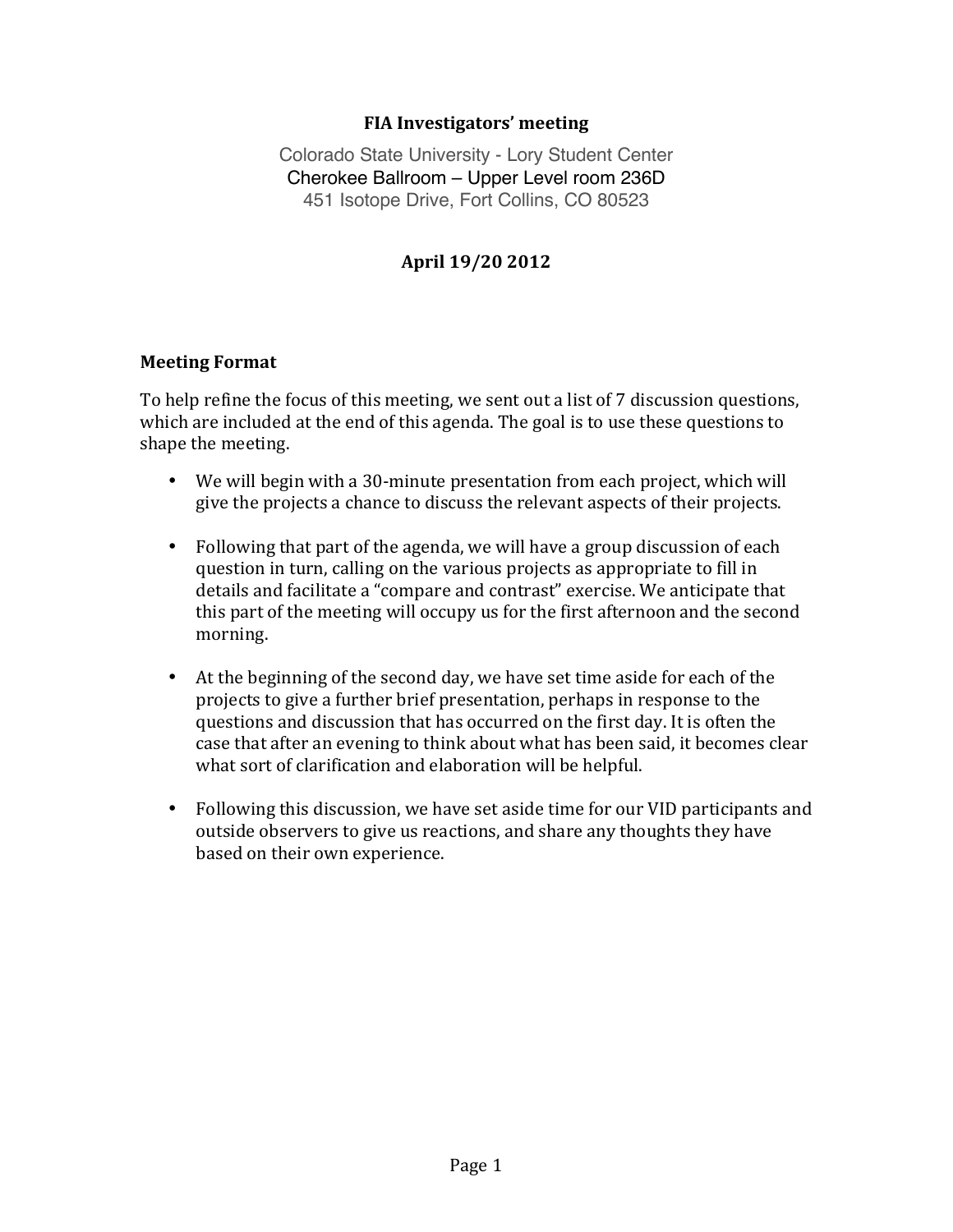# FIA Investigators' meeting

Colorado State University - Lory Student Center
Cherokee Ballroom – Upper Level room 236D
451 Isotope Drive, Fort Collins, CO 80523

**April 19/20 2012**

## Meeting Format

To help refine the focus of this meeting, we sent out a list of 7 discussion questions, which are included at the end of this agenda. The goal is to use these questions to shape the meeting.

- We will begin with a 30-minute presentation from each project, which will give the projects a chance to discuss the relevant aspects of their projects.
- Following that part of the agenda, we will have a group discussion of each question in turn, calling on the various projects as appropriate to fill in details and facilitate a "compare and contrast" exercise. We anticipate that this part of the meeting will occupy us for the first afternoon and the second morning.
- At the beginning of the second day, we have set time aside for each of the projects to give a further brief presentation, perhaps in response to the questions and discussion that has occurred on the first day. It is often the case that after an evening to think about what has been said, it becomes clear what sort of clarification and elaboration will be helpful.
- Following this discussion, we have set aside time for our VID participants and outside observers to give us reactions, and share any thoughts they have based on their own experience.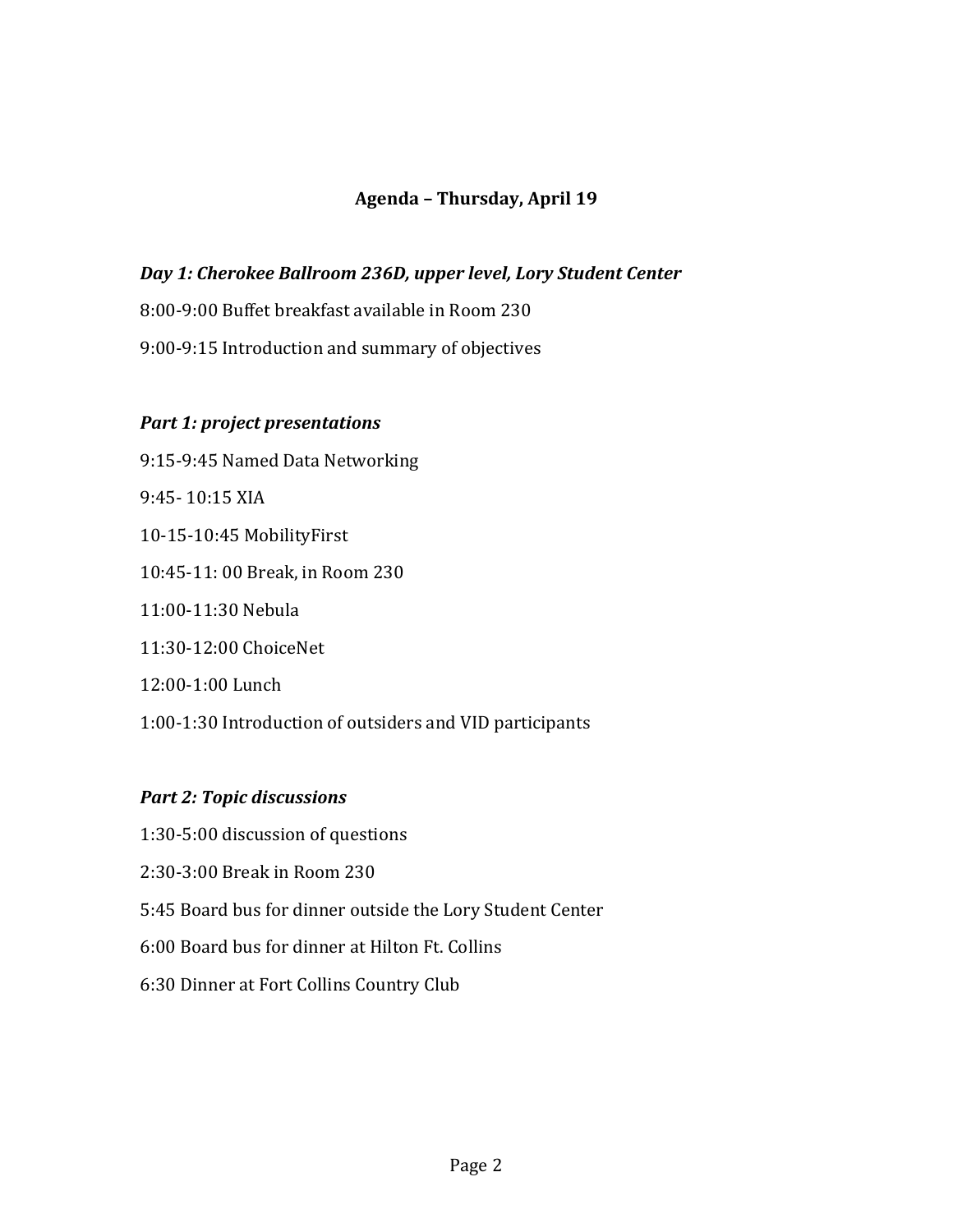## Agenda – Thursday, April 19

### *Day 1: Cherokee Ballroom 236D, upper level, Lory Student Center*

8:00-9:00 Buffet breakfast available in Room 230

9:00-9:15 Introduction and summary of objectives

### *Part 1: project presentations*

9:15-9:45 Named Data Networking

9:45- 10:15 XIA

10-15-10:45 MobilityFirst

10:45-11: 00 Break, in Room 230

11:00-11:30 Nebula

11:30-12:00 ChoiceNet

12:00-1:00 Lunch

1:00-1:30 Introduction of outsiders and VID participants

### *Part 2: Topic discussions*

1:30-5:00 discussion of questions

2:30-3:00 Break in Room 230

5:45 Board bus for dinner outside the Lory Student Center

6:00 Board bus for dinner at Hilton Ft. Collins

6:30 Dinner at Fort Collins Country Club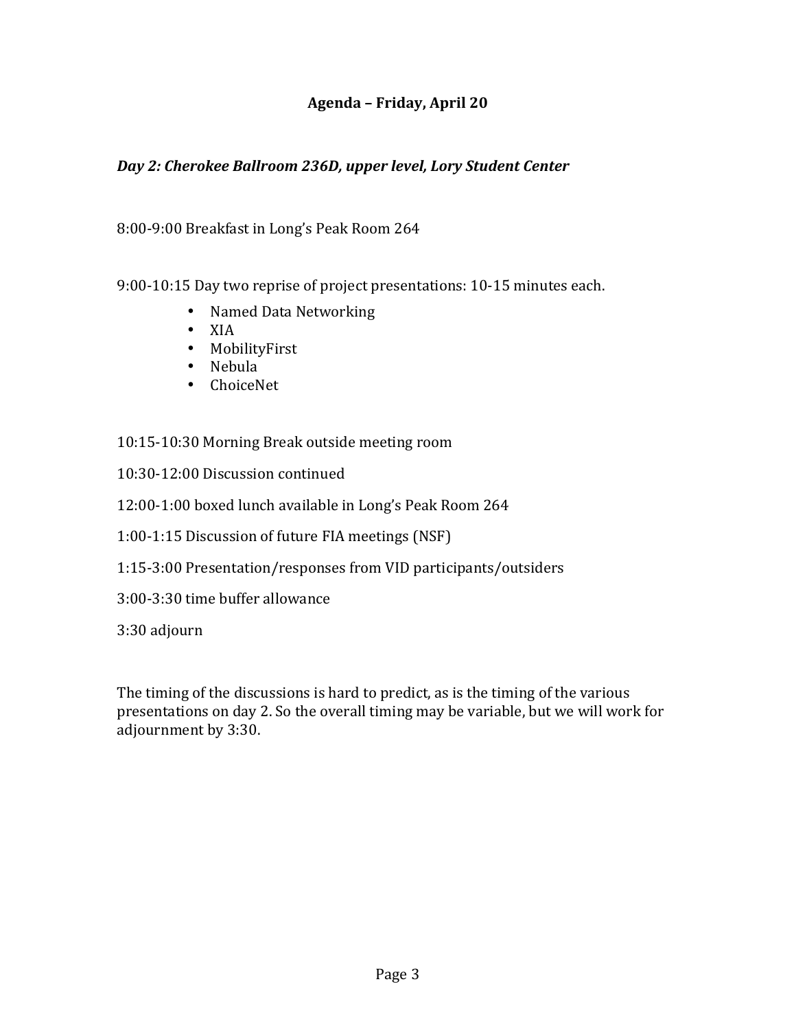## Agenda – Friday, April 20

***Day 2: Cherokee Ballroom 236D, upper level, Lory Student Center***

8:00-9:00 Breakfast in Long's Peak Room 264

9:00-10:15 Day two reprise of project presentations: 10-15 minutes each.

- Named Data Networking
- XIA
- MobilityFirst
- Nebula
- ChoiceNet

10:15-10:30 Morning Break outside meeting room

10:30-12:00 Discussion continued

12:00-1:00 boxed lunch available in Long's Peak Room 264

1:00-1:15 Discussion of future FIA meetings (NSF)

1:15-3:00 Presentation/responses from VID participants/outsiders

3:00-3:30 time buffer allowance

3:30 adjourn

The timing of the discussions is hard to predict, as is the timing of the various presentations on day 2. So the overall timing may be variable, but we will work for adjournment by 3:30.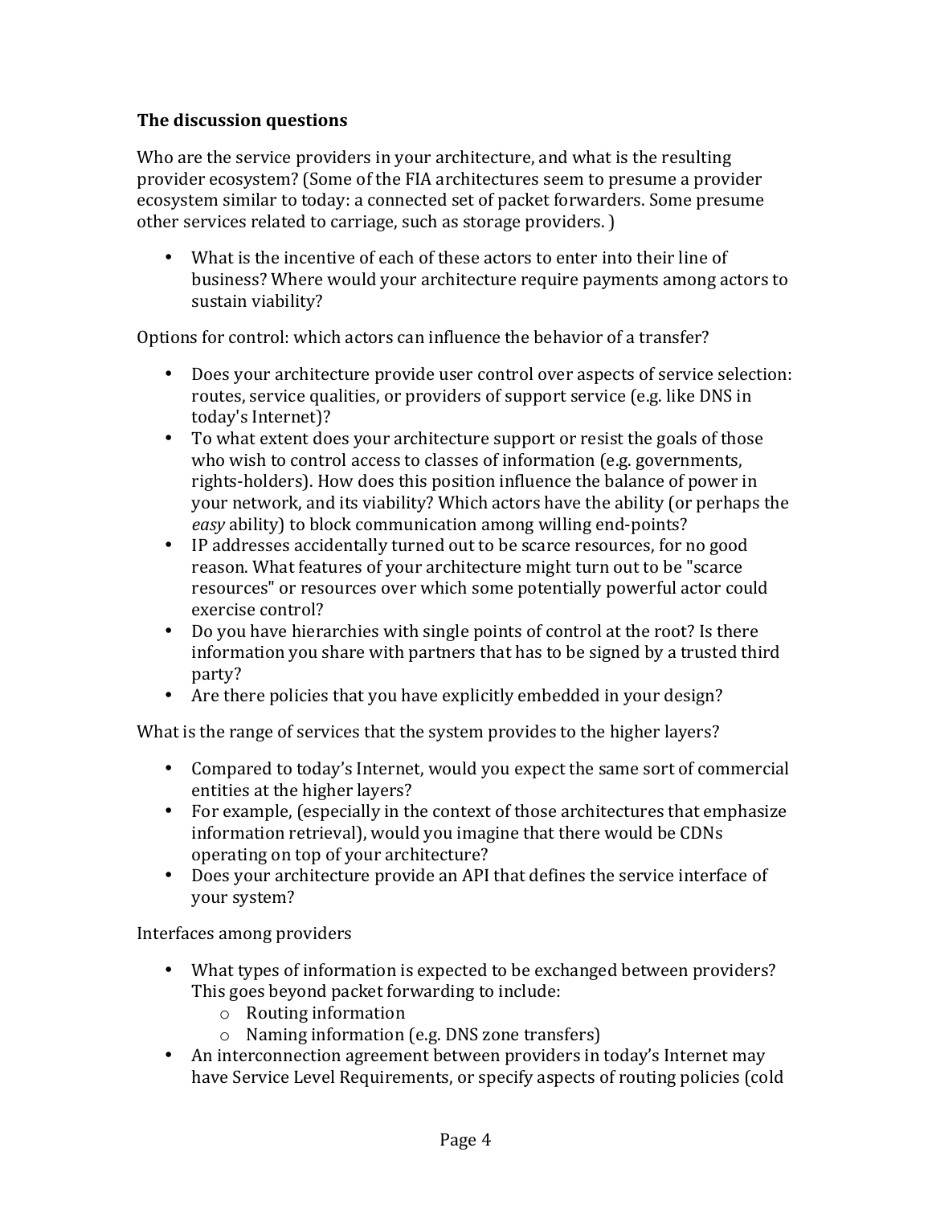**The discussion questions**

Who are the service providers in your architecture, and what is the resulting provider ecosystem? (Some of the FIA architectures seem to presume a provider ecosystem similar to today: a connected set of packet forwarders. Some presume other services related to carriage, such as storage providers. )

- What is the incentive of each of these actors to enter into their line of business? Where would your architecture require payments among actors to sustain viability?

Options for control: which actors can influence the behavior of a transfer?

- Does your architecture provide user control over aspects of service selection: routes, service qualities, or providers of support service (e.g. like DNS in today's Internet)?
- To what extent does your architecture support or resist the goals of those who wish to control access to classes of information (e.g. governments, rights-holders). How does this position influence the balance of power in your network, and its viability? Which actors have the ability (or perhaps the *easy* ability) to block communication among willing end-points?
- IP addresses accidentally turned out to be scarce resources, for no good reason. What features of your architecture might turn out to be "scarce resources" or resources over which some potentially powerful actor could exercise control?
- Do you have hierarchies with single points of control at the root? Is there information you share with partners that has to be signed by a trusted third party?
- Are there policies that you have explicitly embedded in your design?

What is the range of services that the system provides to the higher layers?

- Compared to today's Internet, would you expect the same sort of commercial entities at the higher layers?
- For example, (especially in the context of those architectures that emphasize information retrieval), would you imagine that there would be CDNs operating on top of your architecture?
- Does your architecture provide an API that defines the service interface of your system?

Interfaces among providers

- What types of information is expected to be exchanged between providers? This goes beyond packet forwarding to include:
  - Routing information
  - Naming information (e.g. DNS zone transfers)
- An interconnection agreement between providers in today's Internet may have Service Level Requirements, or specify aspects of routing policies (cold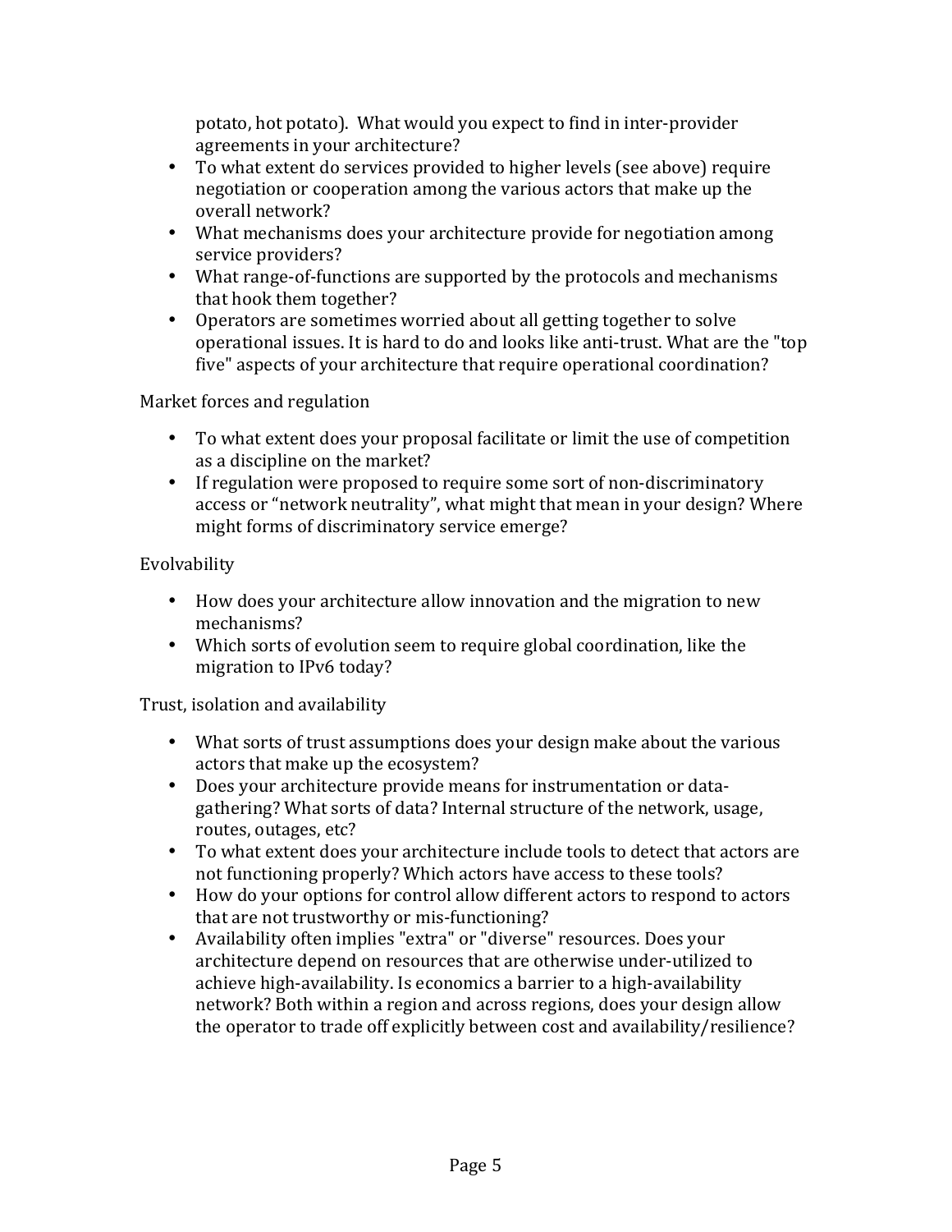potato, hot potato). What would you expect to find in inter-provider agreements in your architecture?

- To what extent do services provided to higher levels (see above) require negotiation or cooperation among the various actors that make up the overall network?
- What mechanisms does your architecture provide for negotiation among service providers?
- What range-of-functions are supported by the protocols and mechanisms that hook them together?
- Operators are sometimes worried about all getting together to solve operational issues. It is hard to do and looks like anti-trust. What are the "top five" aspects of your architecture that require operational coordination?

Market forces and regulation

- To what extent does your proposal facilitate or limit the use of competition as a discipline on the market?
- If regulation were proposed to require some sort of non-discriminatory access or "network neutrality", what might that mean in your design? Where might forms of discriminatory service emerge?

Evolvability

- How does your architecture allow innovation and the migration to new mechanisms?
- Which sorts of evolution seem to require global coordination, like the migration to IPv6 today?

Trust, isolation and availability

- What sorts of trust assumptions does your design make about the various actors that make up the ecosystem?
- Does your architecture provide means for instrumentation or data-gathering? What sorts of data? Internal structure of the network, usage, routes, outages, etc?
- To what extent does your architecture include tools to detect that actors are not functioning properly? Which actors have access to these tools?
- How do your options for control allow different actors to respond to actors that are not trustworthy or mis-functioning?
- Availability often implies "extra" or "diverse" resources. Does your architecture depend on resources that are otherwise under-utilized to achieve high-availability. Is economics a barrier to a high-availability network? Both within a region and across regions, does your design allow the operator to trade off explicitly between cost and availability/resilience?